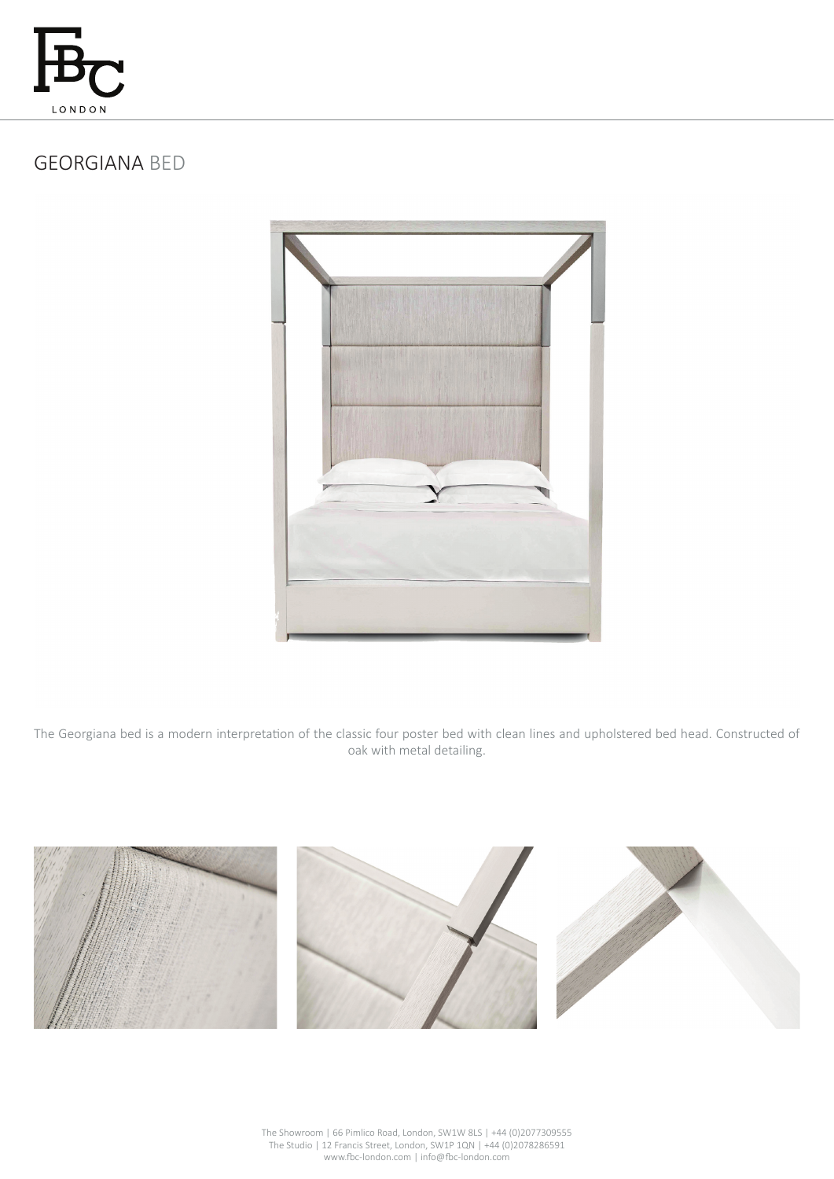# GEORGIANA BED

The Georgiana bed is a modern interpretation of the classic four poster bed with clean lines and upholstered bed head. Constructed of oak with metal detailing.

The Showroom | 66 Pimlico Road, London, SW1W 8LS | +44 (0)2077309555
The Studio | 12 Francis Street, London, SW1P 1QN | +44 (0)2078286591
www.fbc-london.com | info@fbc-london.com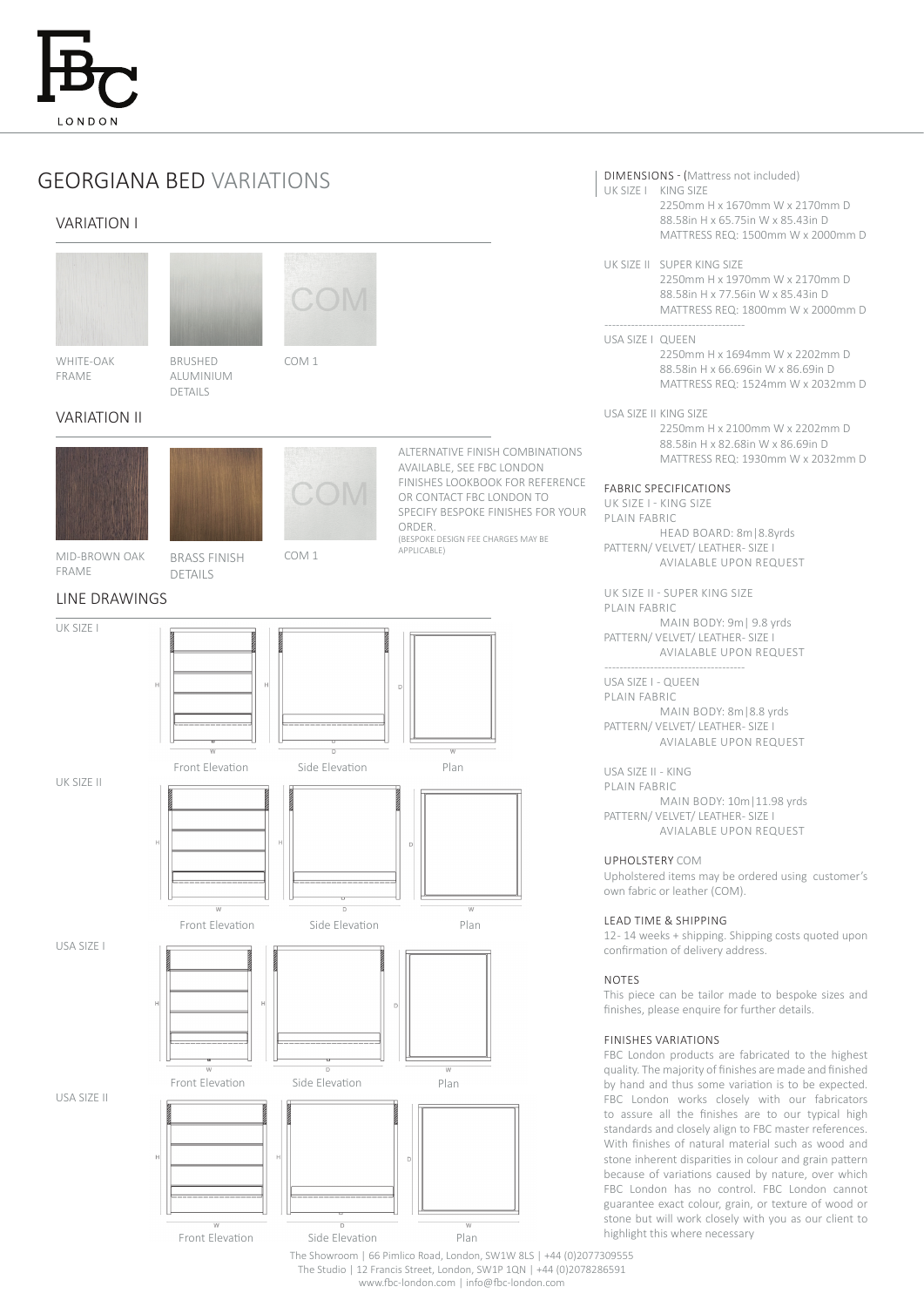# GEORGIANA BED VARIATIONS

## VARIATION I

WHITE-OAK FRAME

BRUSHED ALUMINIUM DETAILS

COM 1

## VARIATION II

MID-BROWN OAK FRAME

BRASS FINISH DETAILS

COM 1

ALTERNATIVE FINISH COMBINATIONS AVAILABLE, SEE FBC LONDON FINISHES LOOKBOOK FOR REFERENCE OR CONTACT FBC LONDON TO SPECIFY BESPOKE FINISHES FOR YOUR ORDER.
(BESPOKE DESIGN FEE CHARGES MAY BE APPLICABLE)

## LINE DRAWINGS

UK SIZE I

Front Elevation — Side Elevation — Plan

UK SIZE II

Front Elevation — Side Elevation — Plan

USA SIZE I

Front Elevation — Side Elevation — Plan

USA SIZE II

Front Elevation — Side Elevation — Plan

### DIMENSIONS - (Mattress not included)

UK SIZE I KING SIZE
2250mm H x 1670mm W x 2170mm D
88.58in H x 65.75in W x 85.43in D
MATTRESS REQ: 1500mm W x 2000mm D

UK SIZE II SUPER KING SIZE
2250mm H x 1970mm W x 2170mm D
88.58in H x 77.56in W x 85.43in D
MATTRESS REQ: 1800mm W x 2000mm D

---

USA SIZE I QUEEN
2250mm H x 1694mm W x 2202mm D
88.58in H x 66.696in W x 86.69in D
MATTRESS REQ: 1524mm W x 2032mm D

USA SIZE II KING SIZE
2250mm H x 2100mm W x 2202mm D
88.58in H x 82.68in W x 86.69in D
MATTRESS REQ: 1930mm W x 2032mm D

### FABRIC SPECIFICATIONS

UK SIZE I - KING SIZE
PLAIN FABRIC
HEAD BOARD: 8m|8.8yrds
PATTERN/ VELVET/ LEATHER- SIZE I
AVIALABLE UPON REQUEST

UK SIZE II - SUPER KING SIZE
PLAIN FABRIC
MAIN BODY: 9m| 9.8 yrds
PATTERN/ VELVET/ LEATHER- SIZE I
AVIALABLE UPON REQUEST

---

USA SIZE I - QUEEN
PLAIN FABRIC
MAIN BODY: 8m|8.8 yrds
PATTERN/ VELVET/ LEATHER- SIZE I
AVIALABLE UPON REQUEST

USA SIZE II - KING
PLAIN FABRIC
MAIN BODY: 10m|11.98 yrds
PATTERN/ VELVET/ LEATHER- SIZE I
AVIALABLE UPON REQUEST

### UPHOLSTERY COM

Upholstered items may be ordered using customer's own fabric or leather (COM).

### LEAD TIME & SHIPPING

12- 14 weeks + shipping. Shipping costs quoted upon confirmation of delivery address.

### NOTES

This piece can be tailor made to bespoke sizes and finishes, please enquire for further details.

### FINISHES VARIATIONS

FBC London products are fabricated to the highest quality. The majority of finishes are made and finished by hand and thus some variation is to be expected. FBC London works closely with our fabricators to assure all the finishes are to our typical high standards and closely align to FBC master references. With finishes of natural material such as wood and stone inherent disparities in colour and grain pattern because of variations caused by nature, over which FBC London has no control. FBC London cannot guarantee exact colour, grain, or texture of wood or stone but will work closely with you as our client to highlight this where necessary

The Showroom | 66 Pimlico Road, London, SW1W 8LS | +44 (0)2077309555
The Studio | 12 Francis Street, London, SW1P 1QN | +44 (0)2078286591
www.fbc-london.com | info@fbc-london.com